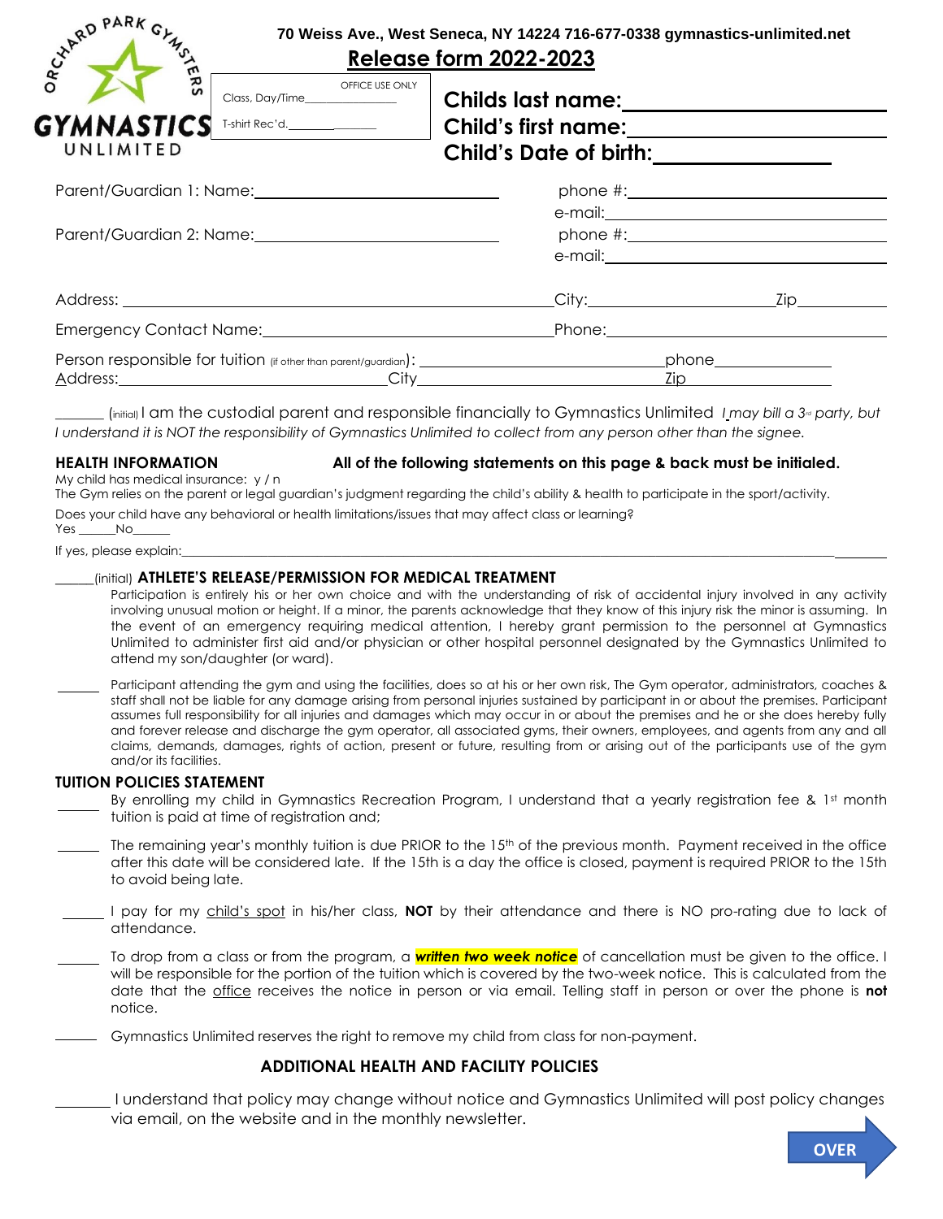ORCHARD PARK GYMSTERS
GYMNASTICS UNLIMITED

**70 Weiss Ave., West Seneca, NY 14224 716-677-0338 gymnastics-unlimited.net**

# Release form 2022-2023

OFFICE USE ONLY
Class, Day/Time_______________
T-shirt Rec'd.________________

**Childs last name:**______________________
**Child's first name:**______________________
**Child's Date of birth:**_______________

Parent/Guardian 1: Name:___________________________ phone #:___________________________
e-mail:___________________________
Parent/Guardian 2: Name:___________________________ phone #:___________________________
e-mail:___________________________

Address: _______________________________________ City:____________________ Zip__________

Emergency Contact Name:___________________________ Phone:___________________________

Person responsible for tuition (if other than parent/guardian): ___________________________ phone_____________
Address:___________________________ City___________________________ Zip_____________

_______ (initial) I am the custodial parent and responsible financially to Gymnastics Unlimited *I may bill a 3rd party, but I understand it is NOT the responsibility of Gymnastics Unlimited to collect from any person other than the signee.*

**HEALTH INFORMATION** **All of the following statements on this page & back must be initialed.**

My child has medical insurance: y / n

The Gym relies on the parent or legal guardian's judgment regarding the child's ability & health to participate in the sport/activity.

Does your child have any behavioral or health limitations/issues that may affect class or learning?
Yes ______No______

If yes, please explain:___________________________________________________________________________

______(initial) **ATHLETE'S RELEASE/PERMISSION FOR MEDICAL TREATMENT**
Participation is entirely his or her own choice and with the understanding of risk of accidental injury involved in any activity involving unusual motion or height. If a minor, the parents acknowledge that they know of this injury risk the minor is assuming. In the event of an emergency requiring medical attention, I hereby grant permission to the personnel at Gymnastics Unlimited to administer first aid and/or physician or other hospital personnel designated by the Gymnastics Unlimited to attend my son/daughter (or ward).

______ Participant attending the gym and using the facilities, does so at his or her own risk, The Gym operator, administrators, coaches & staff shall not be liable for any damage arising from personal injuries sustained by participant in or about the premises. Participant assumes full responsibility for all injuries and damages which may occur in or about the premises and he or she does hereby fully and forever release and discharge the gym operator, all associated gyms, their owners, employees, and agents from any and all claims, demands, damages, rights of action, present or future, resulting from or arising out of the participants use of the gym and/or its facilities.

**TUITION POLICIES STATEMENT**

______ By enrolling my child in Gymnastics Recreation Program, I understand that a yearly registration fee & 1st month tuition is paid at time of registration and;

______ The remaining year's monthly tuition is due PRIOR to the 15th of the previous month. Payment received in the office after this date will be considered late. If the 15th is a day the office is closed, payment is required PRIOR to the 15th to avoid being late.

______ I pay for my child's spot in his/her class, **NOT** by their attendance and there is NO pro-rating due to lack of attendance.

______ To drop from a class or from the program, a ***written two week notice*** of cancellation must be given to the office. I will be responsible for the portion of the tuition which is covered by the two-week notice. This is calculated from the date that the office receives the notice in person or via email. Telling staff in person or over the phone is **not** notice.

______ Gymnastics Unlimited reserves the right to remove my child from class for non-payment.

**ADDITIONAL HEALTH AND FACILITY POLICIES**

______ I understand that policy may change without notice and Gymnastics Unlimited will post policy changes via email, on the website and in the monthly newsletter.

**OVER**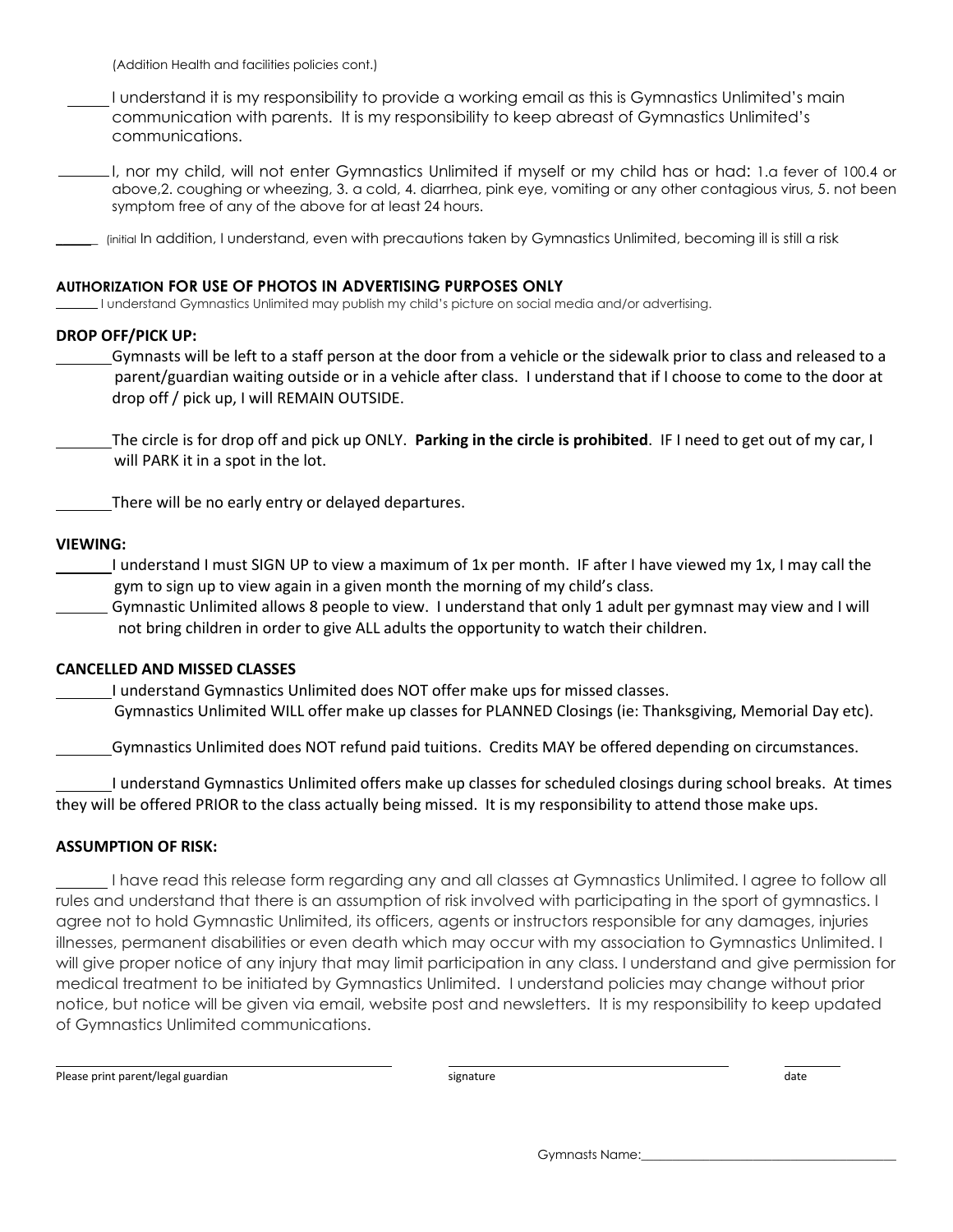(Addition Health and facilities policies cont.)

_____ I understand it is my responsibility to provide a working email as this is Gymnastics Unlimited's main communication with parents. It is my responsibility to keep abreast of Gymnastics Unlimited's communications.

_______ I, nor my child, will not enter Gymnastics Unlimited if myself or my child has or had: 1.a fever of 100.4 or above,2. coughing or wheezing, 3. a cold, 4. diarrhea, pink eye, vomiting or any other contagious virus, 5. not been symptom free of any of the above for at least 24 hours.

_____ (initial In addition, I understand, even with precautions taken by Gymnastics Unlimited, becoming ill is still a risk

### AUTHORIZATION FOR USE OF PHOTOS IN ADVERTISING PURPOSES ONLY

______ I understand Gymnastics Unlimited may publish my child's picture on social media and/or advertising.

### DROP OFF/PICK UP:

_______ Gymnasts will be left to a staff person at the door from a vehicle or the sidewalk prior to class and released to a parent/guardian waiting outside or in a vehicle after class. I understand that if I choose to come to the door at drop off / pick up, I will REMAIN OUTSIDE.

_______ The circle is for drop off and pick up ONLY. **Parking in the circle is prohibited**. IF I need to get out of my car, I will PARK it in a spot in the lot.

_______ There will be no early entry or delayed departures.

### VIEWING:

_______ I understand I must SIGN UP to view a maximum of 1x per month. IF after I have viewed my 1x, I may call the gym to sign up to view again in a given month the morning of my child's class.

_______ Gymnastic Unlimited allows 8 people to view. I understand that only 1 adult per gymnast may view and I will not bring children in order to give ALL adults the opportunity to watch their children.

### CANCELLED AND MISSED CLASSES

_______ I understand Gymnastics Unlimited does NOT offer make ups for missed classes.
Gymnastics Unlimited WILL offer make up classes for PLANNED Closings (ie: Thanksgiving, Memorial Day etc).

_______ Gymnastics Unlimited does NOT refund paid tuitions. Credits MAY be offered depending on circumstances.

_______ I understand Gymnastics Unlimited offers make up classes for scheduled closings during school breaks. At times they will be offered PRIOR to the class actually being missed. It is my responsibility to attend those make ups.

### ASSUMPTION OF RISK:

_______ I have read this release form regarding any and all classes at Gymnastics Unlimited. I agree to follow all rules and understand that there is an assumption of risk involved with participating in the sport of gymnastics. I agree not to hold Gymnastic Unlimited, its officers, agents or instructors responsible for any damages, injuries illnesses, permanent disabilities or even death which may occur with my association to Gymnastics Unlimited. I will give proper notice of any injury that may limit participation in any class. I understand and give permission for medical treatment to be initiated by Gymnastics Unlimited. I understand policies may change without prior notice, but notice will be given via email, website post and newsletters. It is my responsibility to keep updated of Gymnastics Unlimited communications.

______________________________ ______________________________ __________

Please print parent/legal guardian signature date

Gymnasts Name:______________________________